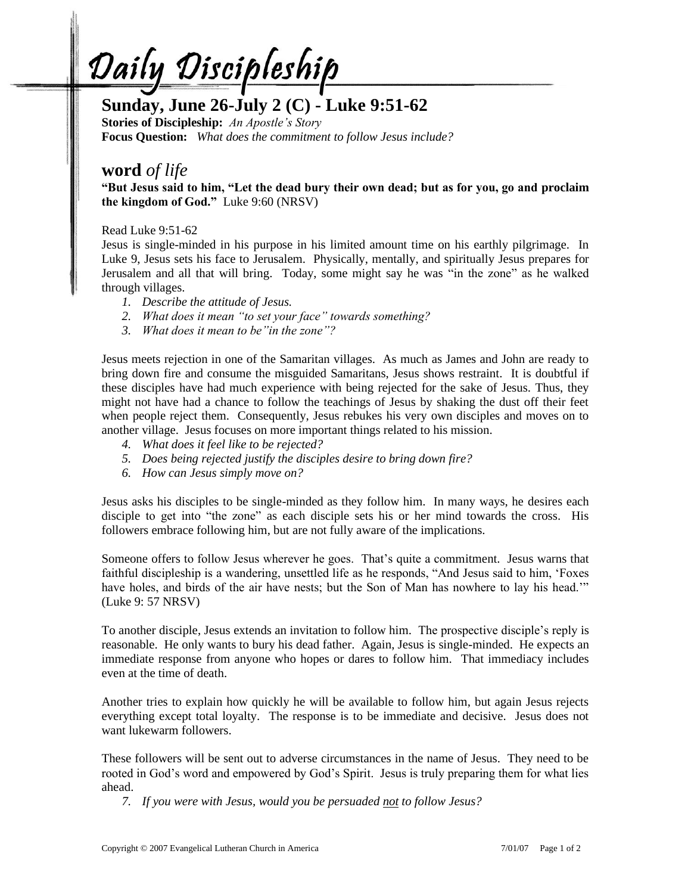# Daily Discipleship

## Sunday, June 26-July 2 (C) - Luke 9:51-62

**Stories of Discipleship:** *An Apostle's Story*
**Focus Question:** *What does the commitment to follow Jesus include?*

## **word** *of life*

**"But Jesus said to him, "Let the dead bury their own dead; but as for you, go and proclaim the kingdom of God."** Luke 9:60 (NRSV)

Read Luke 9:51-62
Jesus is single-minded in his purpose in his limited amount time on his earthly pilgrimage. In Luke 9, Jesus sets his face to Jerusalem. Physically, mentally, and spiritually Jesus prepares for Jerusalem and all that will bring. Today, some might say he was "in the zone" as he walked through villages.

1. *Describe the attitude of Jesus.*
2. *What does it mean "to set your face" towards something?*
3. *What does it mean to be"in the zone"?*

Jesus meets rejection in one of the Samaritan villages. As much as James and John are ready to bring down fire and consume the misguided Samaritans, Jesus shows restraint. It is doubtful if these disciples have had much experience with being rejected for the sake of Jesus. Thus, they might not have had a chance to follow the teachings of Jesus by shaking the dust off their feet when people reject them. Consequently, Jesus rebukes his very own disciples and moves on to another village. Jesus focuses on more important things related to his mission.

4. *What does it feel like to be rejected?*
5. *Does being rejected justify the disciples desire to bring down fire?*
6. *How can Jesus simply move on?*

Jesus asks his disciples to be single-minded as they follow him. In many ways, he desires each disciple to get into "the zone" as each disciple sets his or her mind towards the cross. His followers embrace following him, but are not fully aware of the implications.

Someone offers to follow Jesus wherever he goes. That's quite a commitment. Jesus warns that faithful discipleship is a wandering, unsettled life as he responds, "And Jesus said to him, 'Foxes have holes, and birds of the air have nests; but the Son of Man has nowhere to lay his head.'" (Luke 9: 57 NRSV)

To another disciple, Jesus extends an invitation to follow him. The prospective disciple's reply is reasonable. He only wants to bury his dead father. Again, Jesus is single-minded. He expects an immediate response from anyone who hopes or dares to follow him. That immediacy includes even at the time of death.

Another tries to explain how quickly he will be available to follow him, but again Jesus rejects everything except total loyalty. The response is to be immediate and decisive. Jesus does not want lukewarm followers.

These followers will be sent out to adverse circumstances in the name of Jesus. They need to be rooted in God's word and empowered by God's Spirit. Jesus is truly preparing them for what lies ahead.

7. *If you were with Jesus, would you be persuaded <u>not</u> to follow Jesus?*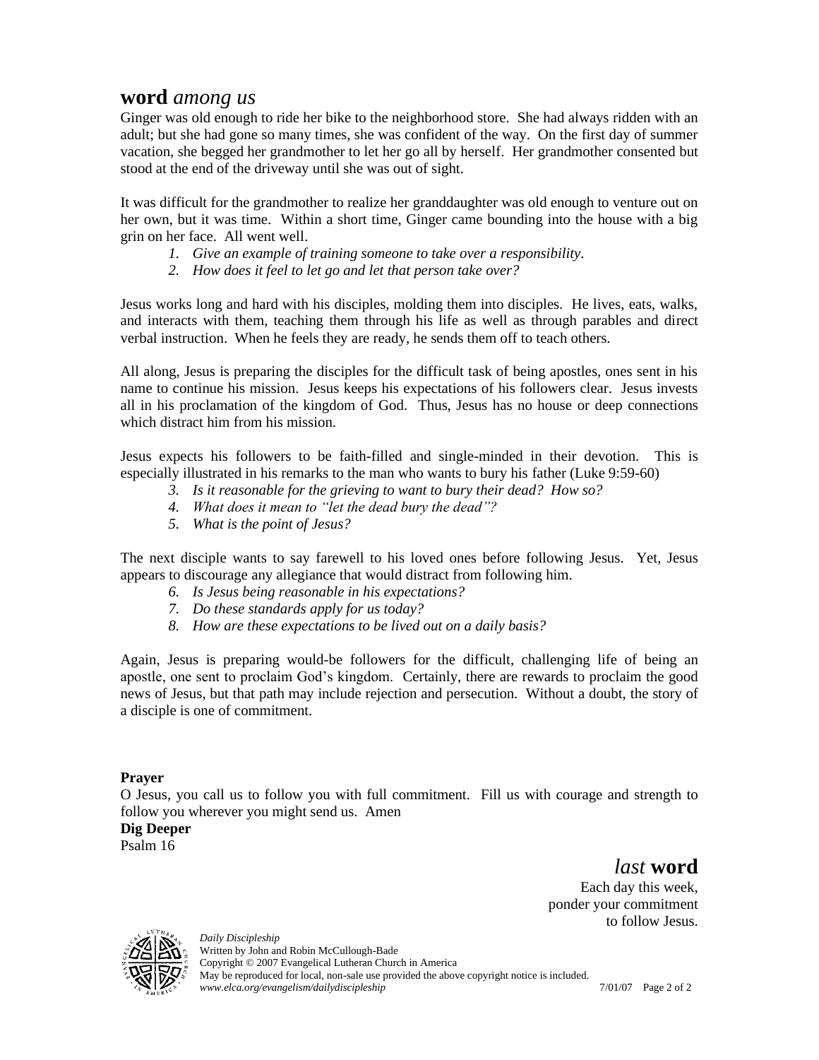## **word** *among us*

Ginger was old enough to ride her bike to the neighborhood store. She had always ridden with an adult; but she had gone so many times, she was confident of the way. On the first day of summer vacation, she begged her grandmother to let her go all by herself. Her grandmother consented but stood at the end of the driveway until she was out of sight.

It was difficult for the grandmother to realize her granddaughter was old enough to venture out on her own, but it was time. Within a short time, Ginger came bounding into the house with a big grin on her face. All went well.

1. *Give an example of training someone to take over a responsibility.*
2. *How does it feel to let go and let that person take over?*

Jesus works long and hard with his disciples, molding them into disciples. He lives, eats, walks, and interacts with them, teaching them through his life as well as through parables and direct verbal instruction. When he feels they are ready, he sends them off to teach others.

All along, Jesus is preparing the disciples for the difficult task of being apostles, ones sent in his name to continue his mission. Jesus keeps his expectations of his followers clear. Jesus invests all in his proclamation of the kingdom of God. Thus, Jesus has no house or deep connections which distract him from his mission.

Jesus expects his followers to be faith-filled and single-minded in their devotion. This is especially illustrated in his remarks to the man who wants to bury his father (Luke 9:59-60)

3. *Is it reasonable for the grieving to want to bury their dead? How so?*
4. *What does it mean to "let the dead bury the dead"?*
5. *What is the point of Jesus?*

The next disciple wants to say farewell to his loved ones before following Jesus. Yet, Jesus appears to discourage any allegiance that would distract from following him.

6. *Is Jesus being reasonable in his expectations?*
7. *Do these standards apply for us today?*
8. *How are these expectations to be lived out on a daily basis?*

Again, Jesus is preparing would-be followers for the difficult, challenging life of being an apostle, one sent to proclaim God's kingdom. Certainly, there are rewards to proclaim the good news of Jesus, but that path may include rejection and persecution. Without a doubt, the story of a disciple is one of commitment.

**Prayer**

O Jesus, you call us to follow you with full commitment. Fill us with courage and strength to follow you wherever you might send us. Amen

**Dig Deeper**

Psalm 16

## *last* **word**

Each day this week, ponder your commitment to follow Jesus.

*Daily Discipleship*
Written by John and Robin McCullough-Bade
Copyright © 2007 Evangelical Lutheran Church in America
May be reproduced for local, non-sale use provided the above copyright notice is included.
*www.elca.org/evangelism/dailydiscipleship*

7/01/07